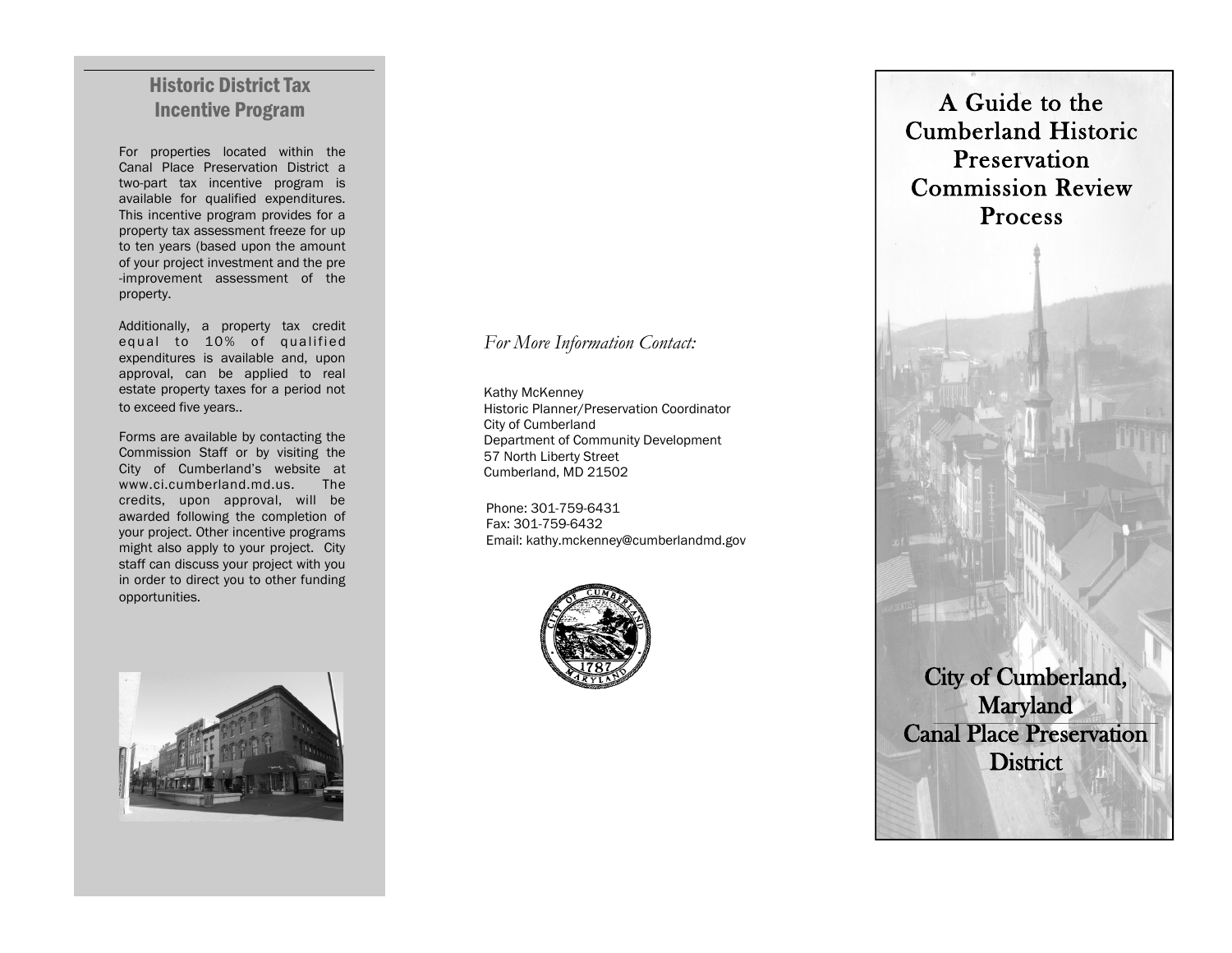## Historic District Tax Incentive Program

For properties located within the Canal Place Preservation District a two-part tax incentive program is available for qualified expenditures. This incentive program provides for a property tax assessment freeze for up to ten years (based upon the amount of your project investment and the pre-improvement assessment of the property.

Additionally, a property tax credit equal to 10% of qualified expenditures is available and, upon approval, can be applied to real estate property taxes for a period not to exceed five years..

Forms are available by contacting the Commission Staff or by visiting the City of Cumberland's website at www.ci.cumberland.md.us. The credits, upon approval, will be awarded following the completion of your project. Other incentive programs might also apply to your project. City staff can discuss your project with you in order to direct you to other funding opportunities.

*For More Information Contact:*

Kathy McKenney
Historic Planner/Preservation Coordinator
City of Cumberland
Department of Community Development
57 North Liberty Street
Cumberland, MD 21502

Phone: 301-759-6431
Fax: 301-759-6432
Email: kathy.mckenney@cumberlandmd.gov

# A Guide to the Cumberland Historic Preservation Commission Review Process

## City of Cumberland, Maryland

## Canal Place Preservation District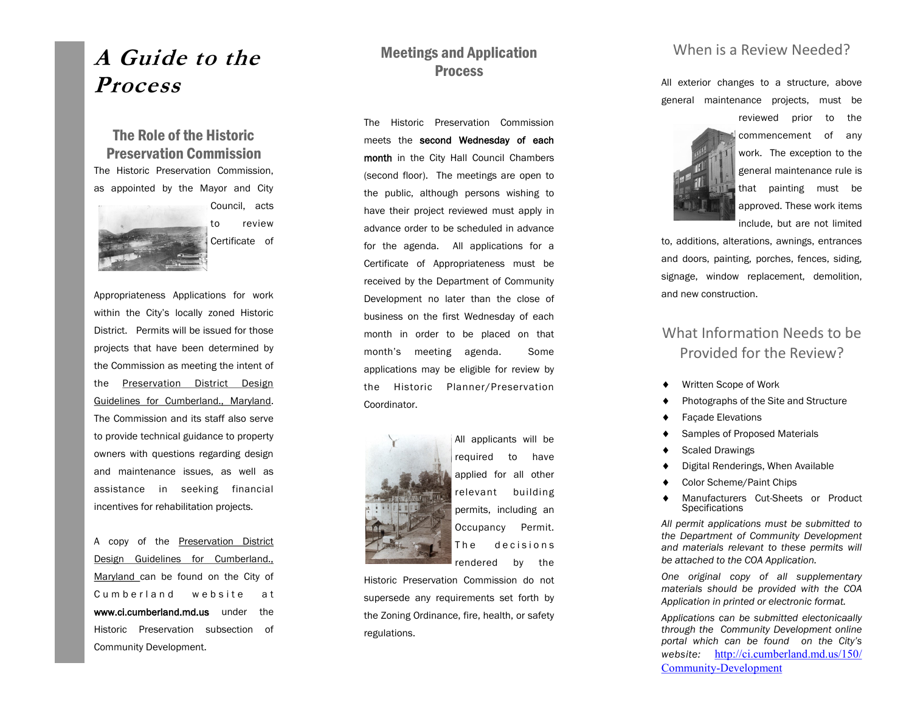# *A Guide to the Process*

## The Role of the Historic Preservation Commission

The Historic Preservation Commission, as appointed by the Mayor and City Council, acts to review Certificate of Appropriateness Applications for work within the City's locally zoned Historic District. Permits will be issued for those projects that have been determined by the Commission as meeting the intent of the Preservation District Design Guidelines for Cumberland., Maryland. The Commission and its staff also serve to provide technical guidance to property owners with questions regarding design and maintenance issues, as well as assistance in seeking financial incentives for rehabilitation projects.

A copy of the Preservation District Design Guidelines for Cumberland., Maryland can be found on the City of Cumberland website at **www.ci.cumberland.md.us** under the Historic Preservation subsection of Community Development.

## Meetings and Application Process

The Historic Preservation Commission meets the **second Wednesday of each month** in the City Hall Council Chambers (second floor). The meetings are open to the public, although persons wishing to have their project reviewed must apply in advance order to be scheduled in advance for the agenda. All applications for a Certificate of Appropriateness must be received by the Department of Community Development no later than the close of business on the first Wednesday of each month in order to be placed on that month's meeting agenda. Some applications may be eligible for review by the Historic Planner/Preservation Coordinator.

All applicants will be required to have applied for all other relevant building permits, including an Occupancy Permit. The decisions rendered by the Historic Preservation Commission do not supersede any requirements set forth by the Zoning Ordinance, fire, health, or safety regulations.

## When is a Review Needed?

All exterior changes to a structure, above general maintenance projects, must be reviewed prior to the commencement of any work. The exception to the general maintenance rule is that painting must be approved. These work items include, but are not limited to, additions, alterations, awnings, entrances and doors, painting, porches, fences, siding, signage, window replacement, demolition, and new construction.

## What Information Needs to be Provided for the Review?

- Written Scope of Work
- Photographs of the Site and Structure
- Façade Elevations
- Samples of Proposed Materials
- Scaled Drawings
- Digital Renderings, When Available
- Color Scheme/Paint Chips
- Manufacturers Cut-Sheets or Product Specifications

*All permit applications must be submitted to the Department of Community Development and materials relevant to these permits will be attached to the COA Application.*

*One original copy of all supplementary materials should be provided with the COA Application in printed or electronic format.*

*Applications can be submitted electonicaally through the Community Development online portal which can be found on the City's website:* http://ci.cumberland.md.us/150/Community-Development